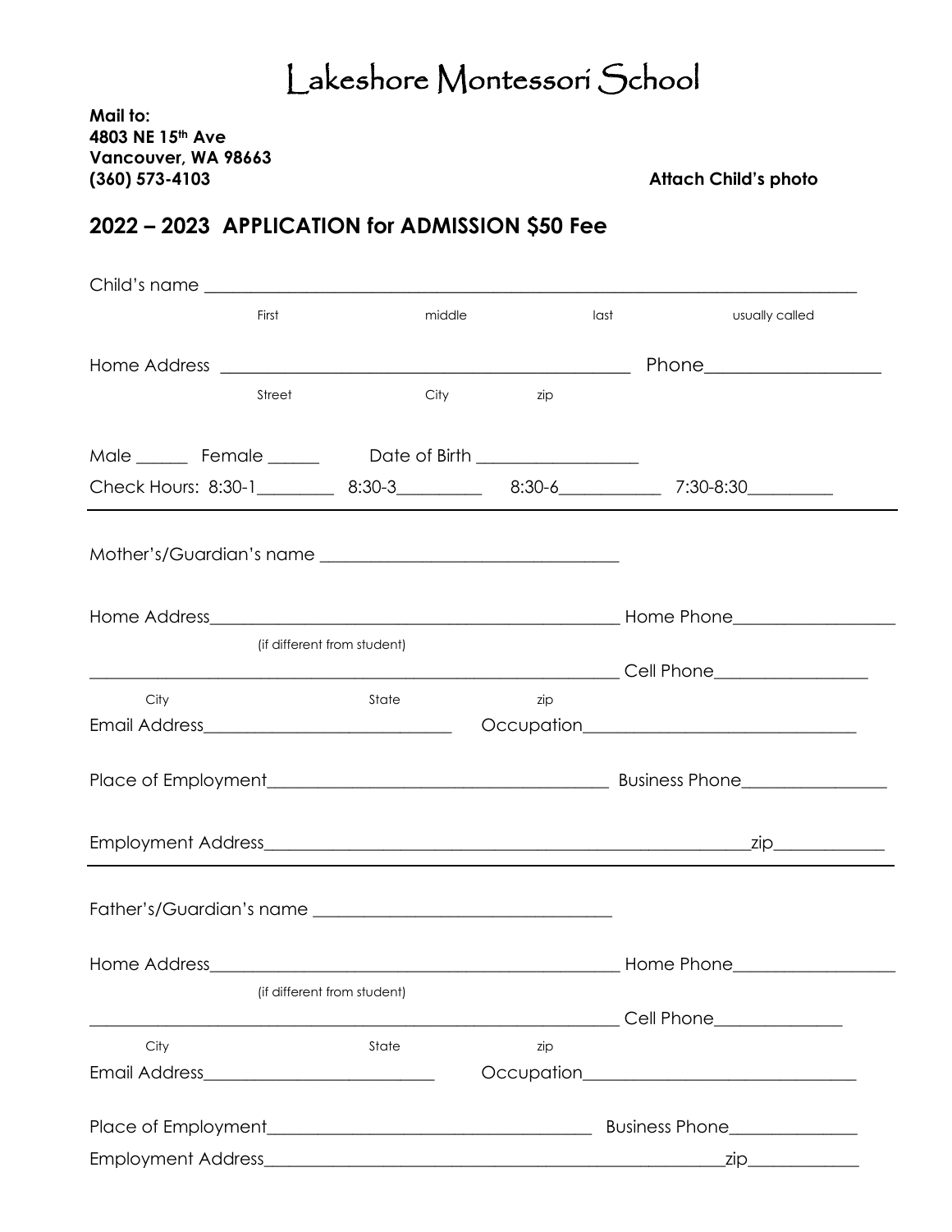# Lakeshore Montessori School

**Mail to:**
**4803 NE 15th Ave**
**Vancouver, WA 98663**
**(360) 573-4103**

**Attach Child's photo**

## 2022 – 2023 APPLICATION for ADMISSION $50 Fee

Child's name ______________________________________________________________________________

First                    middle                    last                    usually called

Home Address _____________________________________________ Phone___________________

Street                    City                    zip

Male ______ Female ______     Date of Birth ___________________

Check Hours: 8:30-1_________ 8:30-3_________ 8:30-6___________ 7:30-8:30_________

---

Mother's/Guardian's name _________________________________

Home Address_____________________________________________ Home Phone___________________

(if different from student)

_____________________________________________________________ Cell Phone_________________

City                    State                    zip

Email Address____________________________ Occupation_______________________________

Place of Employment______________________________________ Business Phone________________

Employment Address_________________________________________________________zip_____________

---

Father's/Guardian's name _________________________________

Home Address_____________________________________________ Home Phone___________________

(if different from student)

_____________________________________________________________ Cell Phone_______________

City                    State                    zip

Email Address__________________________ Occupation_______________________________

Place of Employment____________________________________ Business Phone______________

Employment Address______________________________________________________zip_____________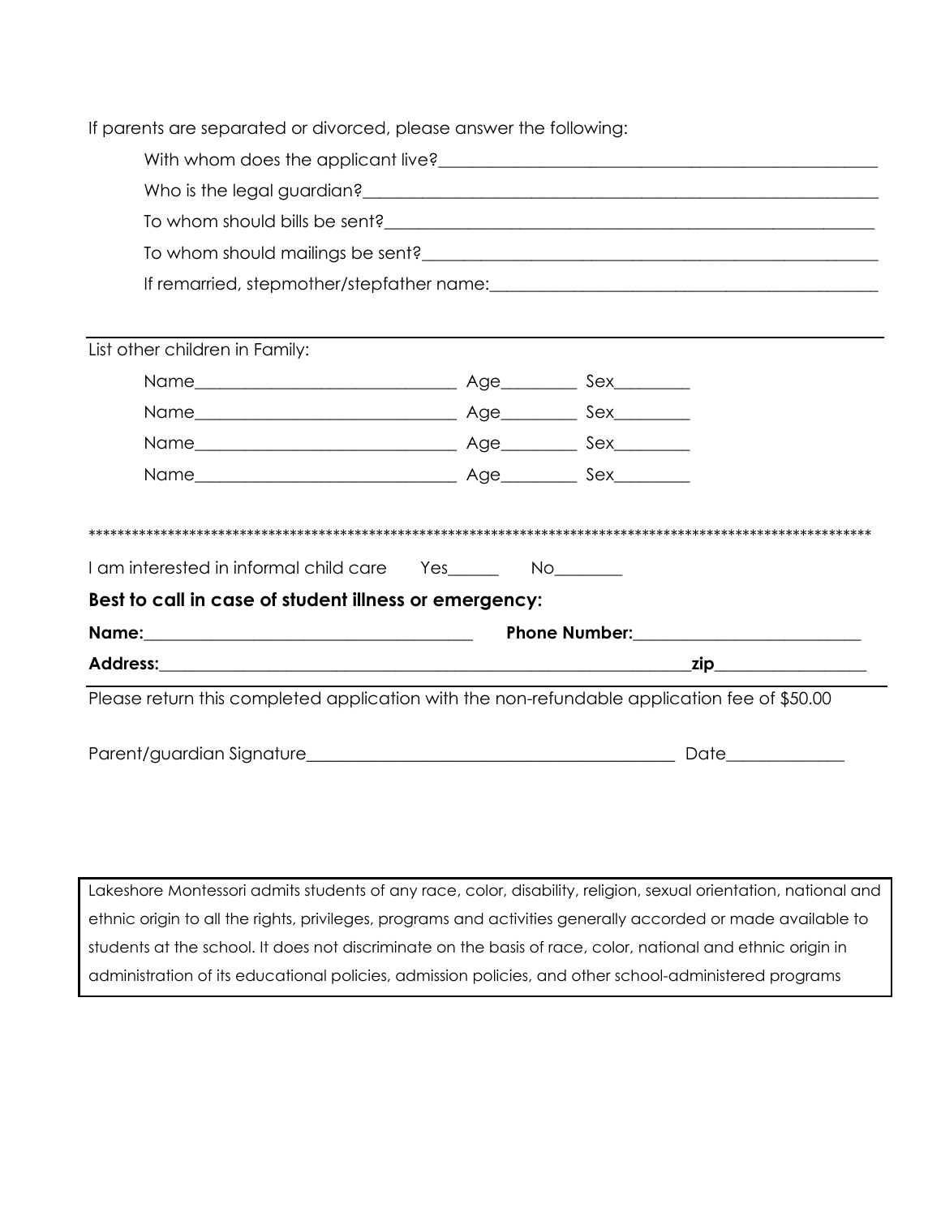If parents are separated or divorced, please answer the following:

With whom does the applicant live?______________________________________________

Who is the legal guardian?______________________________________________

To whom should bills be sent?______________________________________________

To whom should mailings be sent?______________________________________________

If remarried, stepmother/stepfather name:______________________________________________

---

List other children in Family:

Name______________________________ Age_________ Sex_________

Name______________________________ Age_________ Sex_________

Name______________________________ Age_________ Sex_________

Name______________________________ Age_________ Sex_________

******************************************************************************************************************

I am interested in informal child care Yes______ No________

**Best to call in case of student illness or emergency:**

**Name:**________________________________________ **Phone Number:**___________________________

**Address:**_________________________________________________________________**zip**__________________

---

Please return this completed application with the non-refundable application fee of $50.00

Parent/guardian Signature_____________________________________________ Date______________

Lakeshore Montessori admits students of any race, color, disability, religion, sexual orientation, national and ethnic origin to all the rights, privileges, programs and activities generally accorded or made available to students at the school. It does not discriminate on the basis of race, color, national and ethnic origin in administration of its educational policies, admission policies, and other school-administered programs